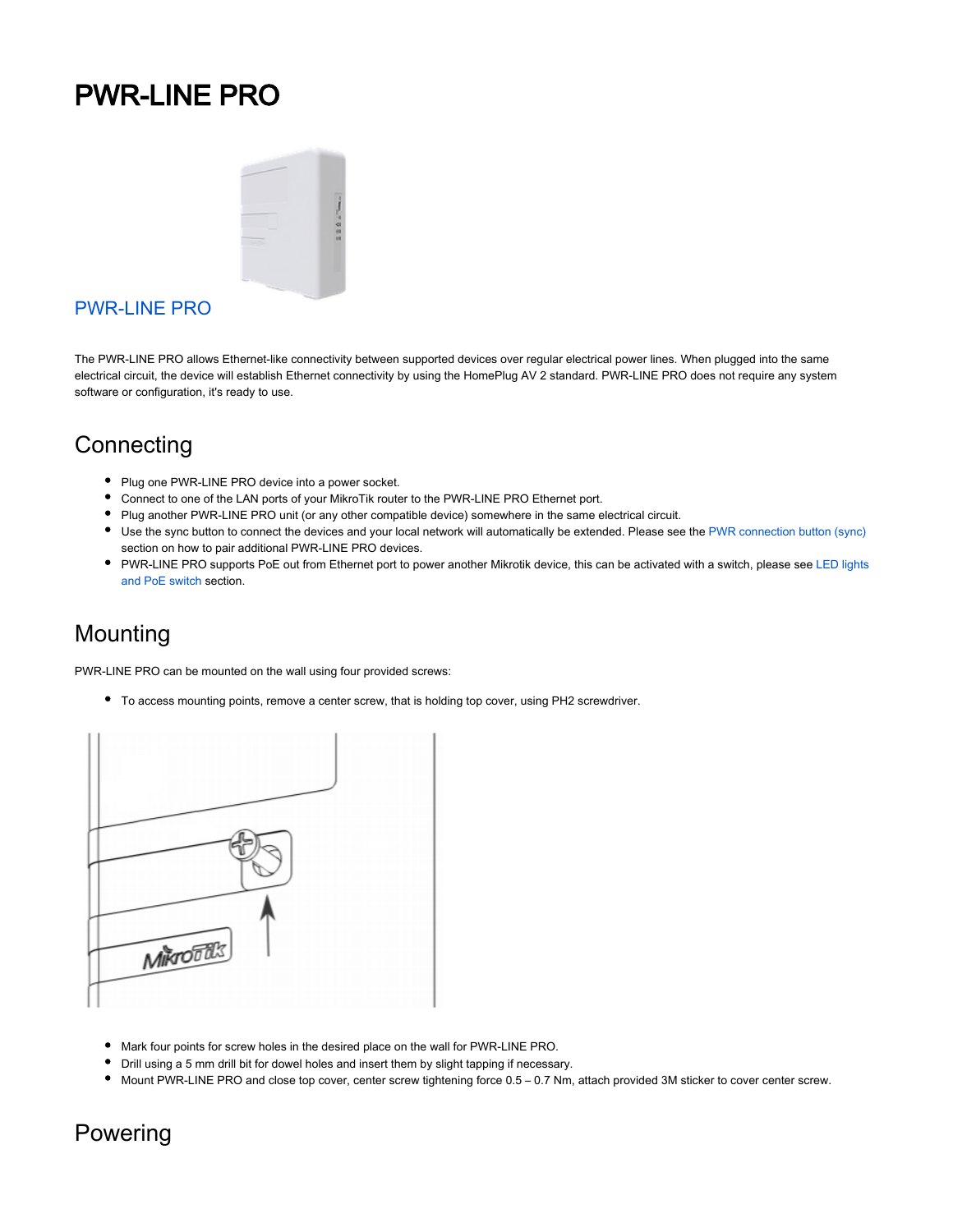# PWR-LINE PRO

PWR-LINE PRO

The PWR-LINE PRO allows Ethernet-like connectivity between supported devices over regular electrical power lines. When plugged into the same electrical circuit, the device will establish Ethernet connectivity by using the HomePlug AV 2 standard. PWR-LINE PRO does not require any system software or configuration, it's ready to use.

## Connecting

- Plug one PWR-LINE PRO device into a power socket.
- Connect to one of the LAN ports of your MikroTik router to the PWR-LINE PRO Ethernet port.
- Plug another PWR-LINE PRO unit (or any other compatible device) somewhere in the same electrical circuit.
- Use the sync button to connect the devices and your local network will automatically be extended. Please see the PWR connection button (sync) section on how to pair additional PWR-LINE PRO devices.
- PWR-LINE PRO supports PoE out from Ethernet port to power another Mikrotik device, this can be activated with a switch, please see LED lights and PoE switch section.

## Mounting

PWR-LINE PRO can be mounted on the wall using four provided screws:

- To access mounting points, remove a center screw, that is holding top cover, using PH2 screwdriver.

- Mark four points for screw holes in the desired place on the wall for PWR-LINE PRO.
- Drill using a 5 mm drill bit for dowel holes and insert them by slight tapping if necessary.
- Mount PWR-LINE PRO and close top cover, center screw tightening force 0.5 – 0.7 Nm, attach provided 3M sticker to cover center screw.

## Powering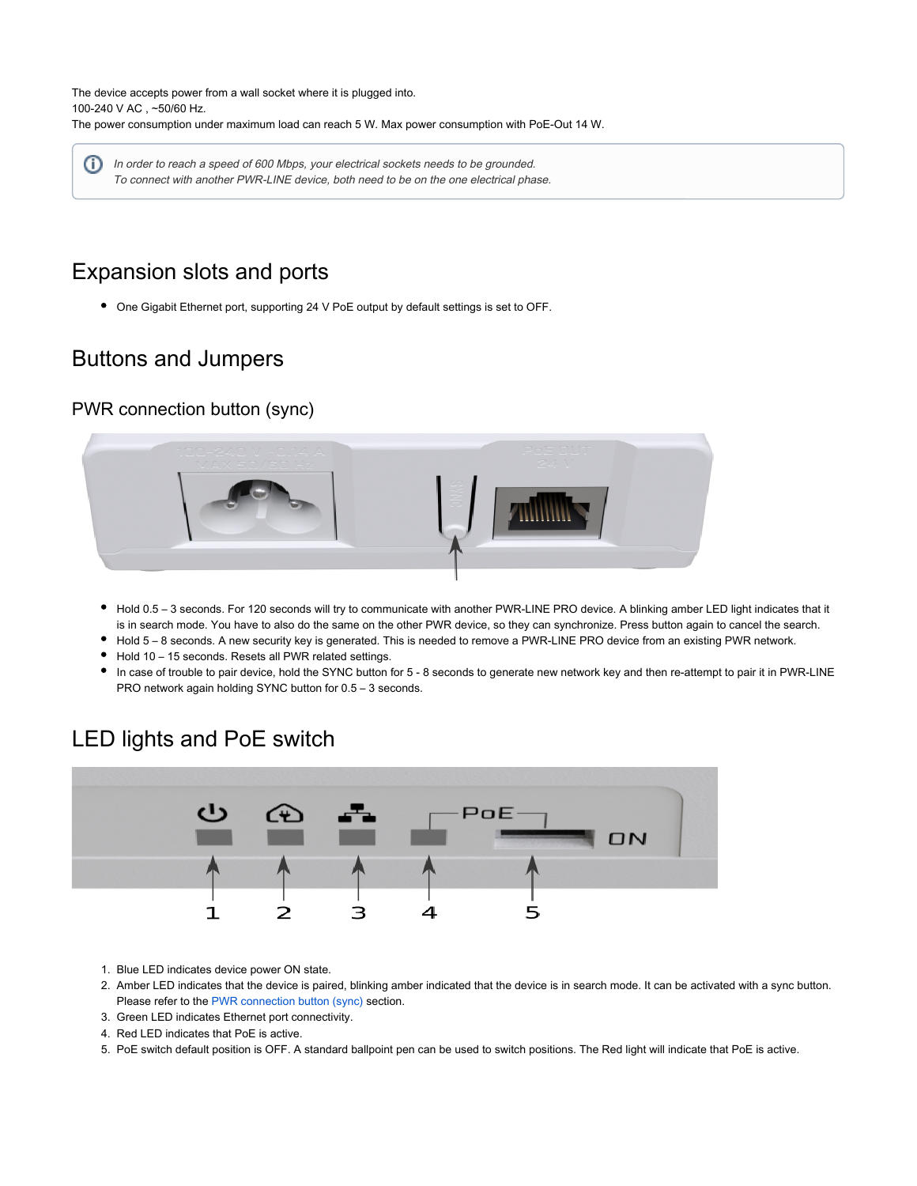The device accepts power from a wall socket where it is plugged into.
100-240 V AC , ~50/60 Hz.
The power consumption under maximum load can reach 5 W. Max power consumption with PoE-Out 14 W.

> *In order to reach a speed of 600 Mbps, your electrical sockets needs to be grounded.*
> *To connect with another PWR-LINE device, both need to be on the one electrical phase.*

# Expansion slots and ports

- One Gigabit Ethernet port, supporting 24 V PoE output by default settings is set to OFF.

# Buttons and Jumpers

## PWR connection button (sync)

- Hold 0.5 – 3 seconds. For 120 seconds will try to communicate with another PWR-LINE PRO device. A blinking amber LED light indicates that it is in search mode. You have to also do the same on the other PWR device, so they can synchronize. Press button again to cancel the search.
- Hold 5 – 8 seconds. A new security key is generated. This is needed to remove a PWR-LINE PRO device from an existing PWR network.
- Hold 10 – 15 seconds. Resets all PWR related settings.
- In case of trouble to pair device, hold the SYNC button for 5 - 8 seconds to generate new network key and then re-attempt to pair it in PWR-LINE PRO network again holding SYNC button for 0.5 – 3 seconds.

# LED lights and PoE switch

1. Blue LED indicates device power ON state.
2. Amber LED indicates that the device is paired, blinking amber indicated that the device is in search mode. It can be activated with a sync button. Please refer to the PWR connection button (sync) section.
3. Green LED indicates Ethernet port connectivity.
4. Red LED indicates that PoE is active.
5. PoE switch default position is OFF. A standard ballpoint pen can be used to switch positions. The Red light will indicate that PoE is active.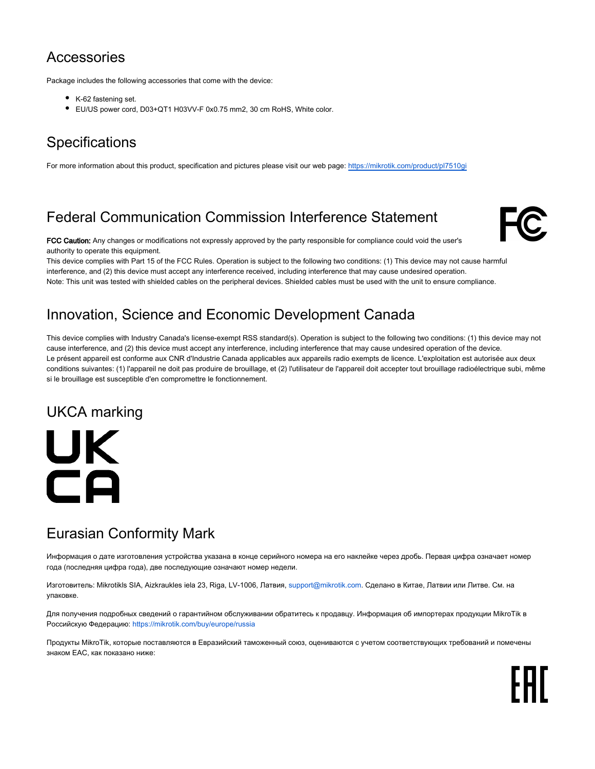## Accessories

Package includes the following accessories that come with the device:

- K-62 fastening set.
- EU/US power cord, D03+QT1 H03VV-F 0x0.75 mm2, 30 cm RoHS, White color.

## Specifications

For more information about this product, specification and pictures please visit our web page: https://mikrotik.com/product/pl7510gi

## Federal Communication Commission Interference Statement

**FCC Caution:** Any changes or modifications not expressly approved by the party responsible for compliance could void the user's authority to operate this equipment.

This device complies with Part 15 of the FCC Rules. Operation is subject to the following two conditions: (1) This device may not cause harmful interference, and (2) this device must accept any interference received, including interference that may cause undesired operation.

Note: This unit was tested with shielded cables on the peripheral devices. Shielded cables must be used with the unit to ensure compliance.

## Innovation, Science and Economic Development Canada

This device complies with Industry Canada's license-exempt RSS standard(s). Operation is subject to the following two conditions: (1) this device may not cause interference, and (2) this device must accept any interference, including interference that may cause undesired operation of the device.

Le présent appareil est conforme aux CNR d'Industrie Canada applicables aux appareils radio exempts de licence. L'exploitation est autorisée aux deux conditions suivantes: (1) l'appareil ne doit pas produire de brouillage, et (2) l'utilisateur de l'appareil doit accepter tout brouillage radioélectrique subi, même si le brouillage est susceptible d'en compromettre le fonctionnement.

## UKCA marking

UK
CA

## Eurasian Conformity Mark

Информация о дате изготовления устройства указана в конце серийного номера на его наклейке через дробь. Первая цифра означает номер года (последняя цифра года), две последующие означают номер недели.

Изготовитель: Mikrotikls SIA, Aizkraukles iela 23, Riga, LV-1006, Латвия, support@mikrotik.com. Сделано в Китае, Латвии или Литве. См. на упаковке.

Для получения подробных сведений о гарантийном обслуживании обратитесь к продавцу. Информация об импортерах продукции MikroTik в Российскую Федерацию: https://mikrotik.com/buy/europe/russia

Продукты MikroTik, которые поставляются в Евразийский таможенный союз, оцениваются с учетом соответствующих требований и помечены знаком EAC, как показано ниже:

EAC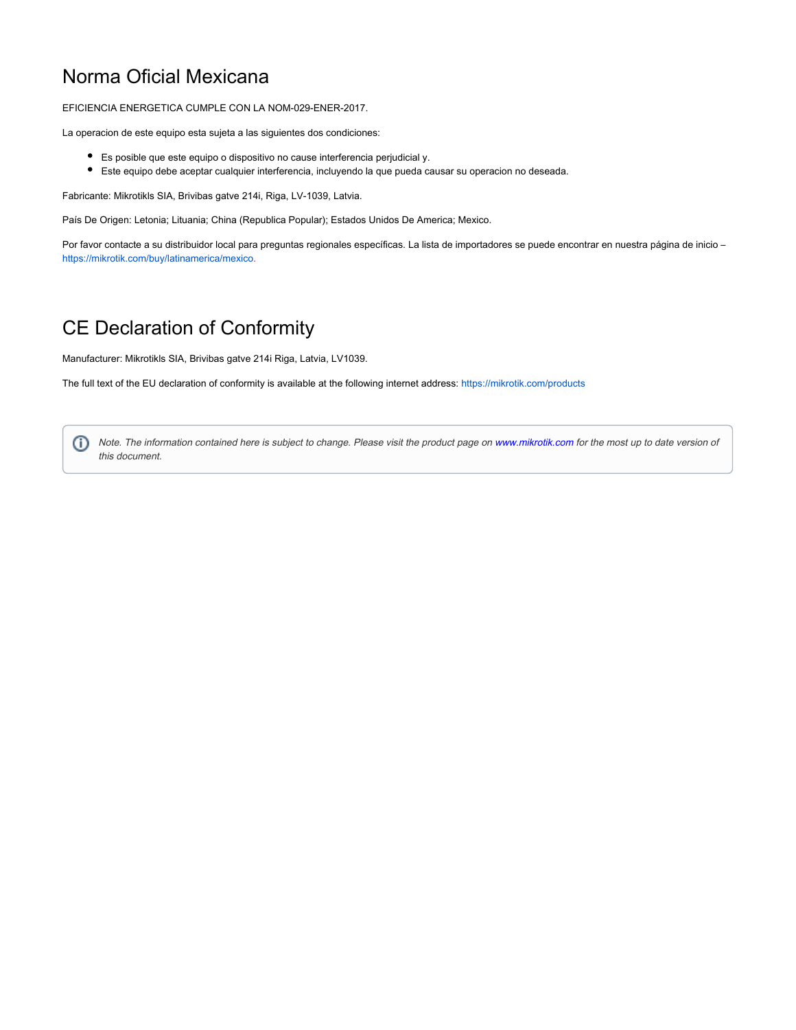# Norma Oficial Mexicana

EFICIENCIA ENERGETICA CUMPLE CON LA NOM-029-ENER-2017.

La operacion de este equipo esta sujeta a las siguientes dos condiciones:

- Es posible que este equipo o dispositivo no cause interferencia perjudicial y.
- Este equipo debe aceptar cualquier interferencia, incluyendo la que pueda causar su operacion no deseada.

Fabricante: Mikrotikls SIA, Brivibas gatve 214i, Riga, LV-1039, Latvia.

País De Origen: Letonia; Lituania; China (Republica Popular); Estados Unidos De America; Mexico.

Por favor contacte a su distribuidor local para preguntas regionales específicas. La lista de importadores se puede encontrar en nuestra página de inicio – https://mikrotik.com/buy/latinamerica/mexico.

# CE Declaration of Conformity

Manufacturer: Mikrotikls SIA, Brivibas gatve 214i Riga, Latvia, LV1039.

The full text of the EU declaration of conformity is available at the following internet address: https://mikrotik.com/products

> *Note. The information contained here is subject to change. Please visit the product page on www.mikrotik.com for the most up to date version of this document.*